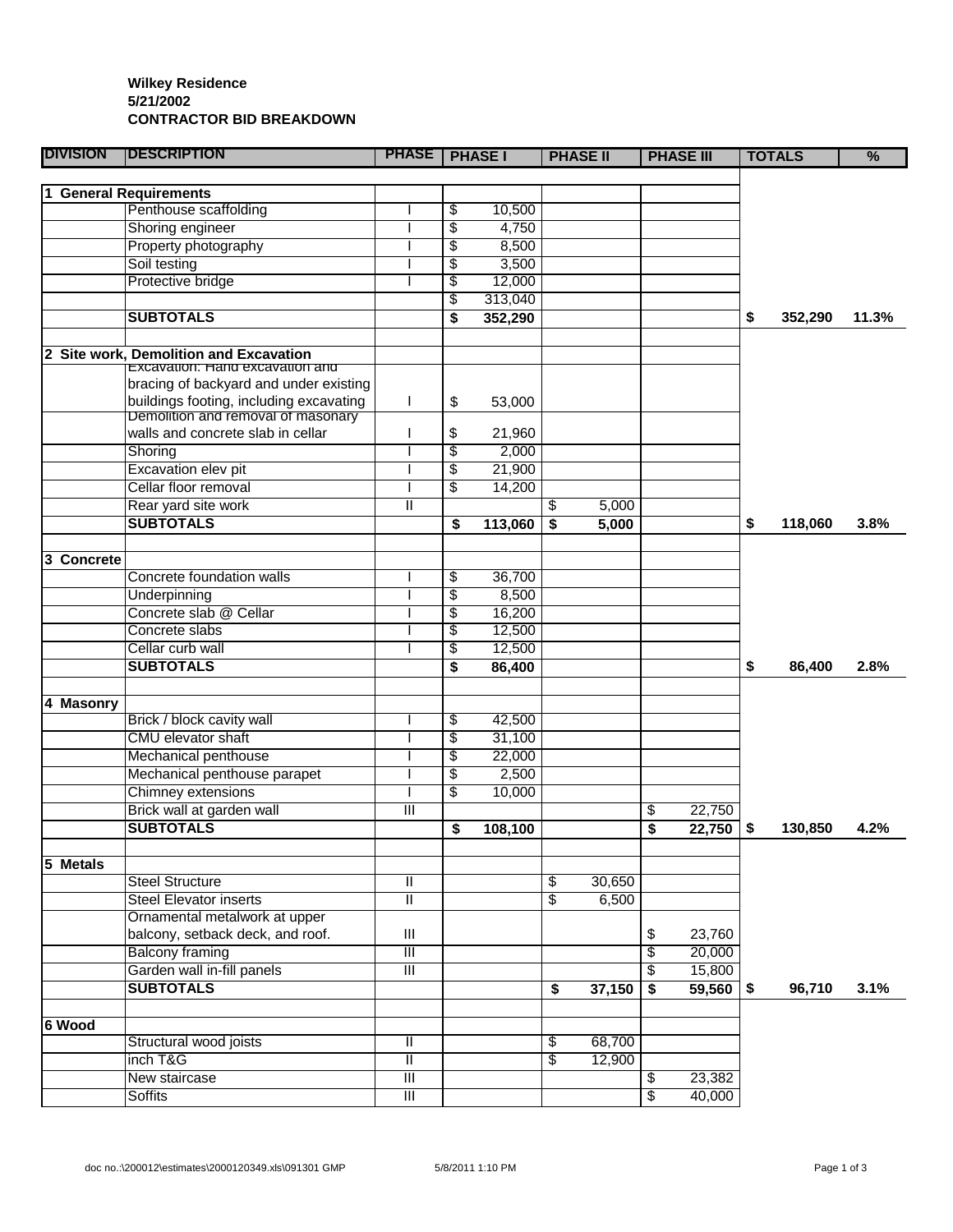**Wilkey Residence**
**5/21/2002**
**CONTRACTOR BID BREAKDOWN**

| DIVISION | DESCRIPTION | PHASE | PHASE I | PHASE II | PHASE III | TOTALS | % |
|---|---|---|---|---|---|---|---|
| **1 General Requirements** | | | | | | | |
| | Penthouse scaffolding | I | $ 10,500 | | | | |
| | Shoring engineer | I | $ 4,750 | | | | |
| | Property photography | I | $ 8,500 | | | | |
| | Soil testing | I | $ 3,500 | | | | |
| | Protective bridge | I | $ 12,000 | | | | |
| | | | $ 313,040 | | | | |
| | **SUBTOTALS** | | **$ 352,290** | | | **$ 352,290** | **11.3%** |
| **2 Site work, Demolition and Excavation** | | | | | | | |
| | Excavation: Hand excavation and bracing of backyard and under existing buildings footing, including excavating | I | $ 53,000 | | | | |
| | Demolition and removal of masonary walls and concrete slab in cellar | I | $ 21,960 | | | | |
| | Shoring | I | $ 2,000 | | | | |
| | Excavation elev pit | I | $ 21,900 | | | | |
| | Cellar floor removal | I | $ 14,200 | | | | |
| | Rear yard site work | II | | $ 5,000 | | | |
| | **SUBTOTALS** | | **$ 113,060** | **$ 5,000** | | **$ 118,060** | **3.8%** |
| **3 Concrete** | | | | | | | |
| | Concrete foundation walls | I | $ 36,700 | | | | |
| | Underpinning | I | $ 8,500 | | | | |
| | Concrete slab @ Cellar | I | $ 16,200 | | | | |
| | Concrete slabs | I | $ 12,500 | | | | |
| | Cellar curb wall | I | $ 12,500 | | | | |
| | **SUBTOTALS** | | **$ 86,400** | | | **$ 86,400** | **2.8%** |
| **4 Masonry** | | | | | | | |
| | Brick / block cavity wall | I | $ 42,500 | | | | |
| | CMU elevator shaft | I | $ 31,100 | | | | |
| | Mechanical penthouse | I | $ 22,000 | | | | |
| | Mechanical penthouse parapet | I | $ 2,500 | | | | |
| | Chimney extensions | I | $ 10,000 | | | | |
| | Brick wall at garden wall | III | | | $ 22,750 | | |
| | **SUBTOTALS** | | **$ 108,100** | | **$ 22,750** | **$ 130,850** | **4.2%** |
| **5 Metals** | | | | | | | |
| | Steel Structure | II | | $ 30,650 | | | |
| | Steel Elevator inserts | II | | $ 6,500 | | | |
| | Ornamental metalwork at upper balcony, setback deck, and roof. | III | | | $ 23,760 | | |
| | Balcony framing | III | | | $ 20,000 | | |
| | Garden wall in-fill panels | III | | | $ 15,800 | | |
| | **SUBTOTALS** | | | **$ 37,150** | **$ 59,560** | **$ 96,710** | **3.1%** |
| **6 Wood** | | | | | | | |
| | Structural wood joists | II | | $ 68,700 | | | |
| | inch T&G | II | | $ 12,900 | | | |
| | New staircase | III | | | $ 23,382 | | |
| | Soffits | III | | | $ 40,000 | | |

doc no.:\200012\estimates\2000120349.xls\091301 GMP 5/8/2011 1:10 PM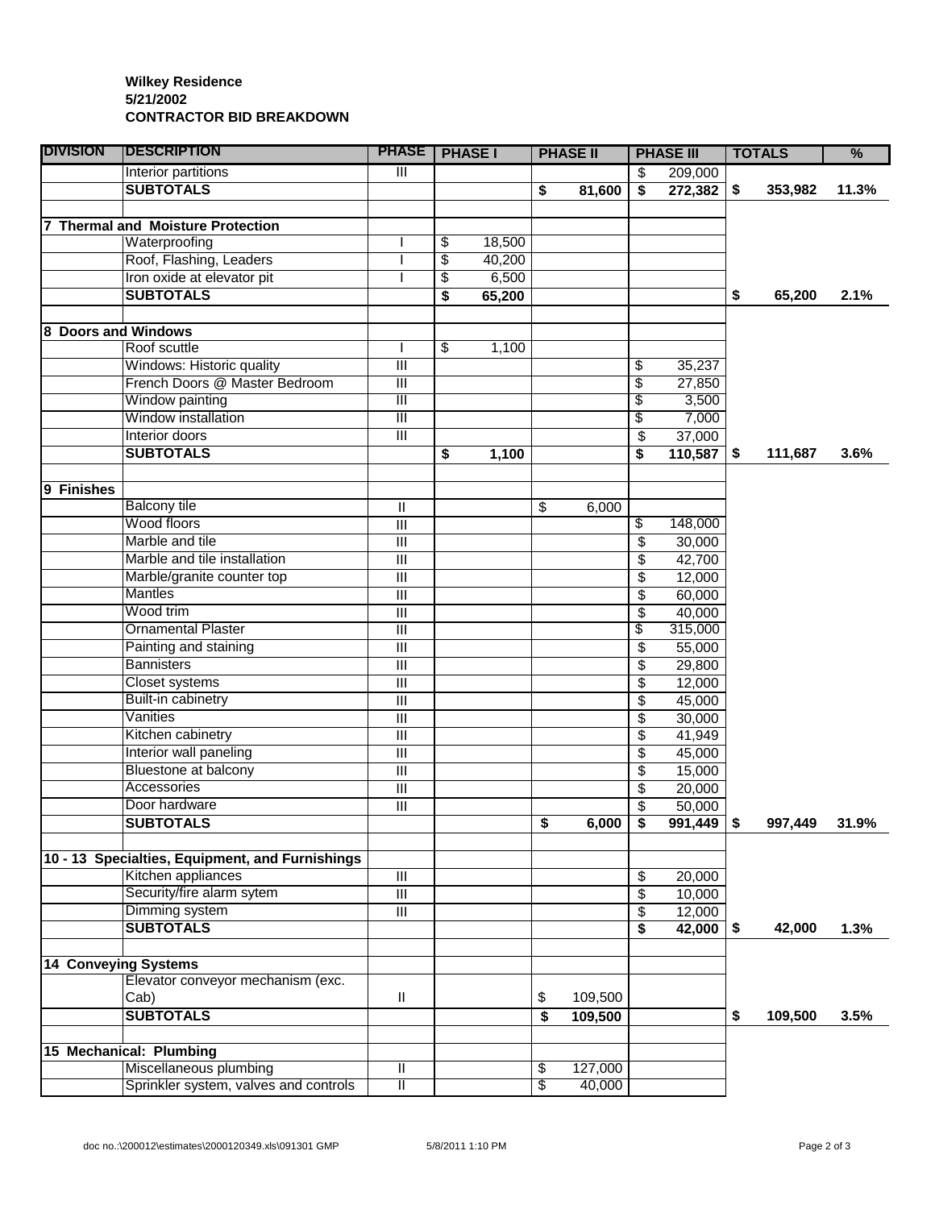**Wilkey Residence**
**5/21/2002**
**CONTRACTOR BID BREAKDOWN**

| DIVISION | DESCRIPTION | PHASE | PHASE I | PHASE II | PHASE III | TOTALS | % |
|---|---|---|---|---|---|---|---|
| | Interior partitions | III | | | $ 209,000 | | |
| | **SUBTOTALS** | | | **$ 81,600** | **$ 272,382** | **$ 353,982** | **11.3%** |
| | | | | | | | |
| **7 Thermal and Moisture Protection** | | | | | | | |
| | Waterproofing | I | $ 18,500 | | | | |
| | Roof, Flashing, Leaders | I | $ 40,200 | | | | |
| | Iron oxide at elevator pit | I | $ 6,500 | | | | |
| | **SUBTOTALS** | | **$ 65,200** | | | **$ 65,200** | **2.1%** |
| | | | | | | | |
| **8 Doors and Windows** | | | | | | | |
| | Roof scuttle | I | $ 1,100 | | | | |
| | Windows: Historic quality | III | | | $ 35,237 | | |
| | French Doors @ Master Bedroom | III | | | $ 27,850 | | |
| | Window painting | III | | | $ 3,500 | | |
| | Window installation | III | | | $ 7,000 | | |
| | Interior doors | III | | | $ 37,000 | | |
| | **SUBTOTALS** | | **$ 1,100** | | **$ 110,587** | **$ 111,687** | **3.6%** |
| | | | | | | | |
| **9 Finishes** | | | | | | | |
| | Balcony tile | II | | $ 6,000 | | | |
| | Wood floors | III | | | $ 148,000 | | |
| | Marble and tile | III | | | $ 30,000 | | |
| | Marble and tile installation | III | | | $ 42,700 | | |
| | Marble/granite counter top | III | | | $ 12,000 | | |
| | Mantles | III | | | $ 60,000 | | |
| | Wood trim | III | | | $ 40,000 | | |
| | Ornamental Plaster | III | | | $ 315,000 | | |
| | Painting and staining | III | | | $ 55,000 | | |
| | Bannisters | III | | | $ 29,800 | | |
| | Closet systems | III | | | $ 12,000 | | |
| | Built-in cabinetry | III | | | $ 45,000 | | |
| | Vanities | III | | | $ 30,000 | | |
| | Kitchen cabinetry | III | | | $ 41,949 | | |
| | Interior wall paneling | III | | | $ 45,000 | | |
| | Bluestone at balcony | III | | | $ 15,000 | | |
| | Accessories | III | | | $ 20,000 | | |
| | Door hardware | III | | | $ 50,000 | | |
| | **SUBTOTALS** | | | **$ 6,000** | **$ 991,449** | **$ 997,449** | **31.9%** |
| | | | | | | | |
| **10 - 13 Specialties, Equipment, and Furnishings** | | | | | | | |
| | Kitchen appliances | III | | | $ 20,000 | | |
| | Security/fire alarm sytem | III | | | $ 10,000 | | |
| | Dimming system | III | | | $ 12,000 | | |
| | **SUBTOTALS** | | | | **$ 42,000** | **$ 42,000** | **1.3%** |
| | | | | | | | |
| **14 Conveying Systems** | | | | | | | |
| | Elevator conveyor mechanism (exc. Cab) | II | | $ 109,500 | | | |
| | **SUBTOTALS** | | | **$ 109,500** | | **$ 109,500** | **3.5%** |
| | | | | | | | |
| **15 Mechanical: Plumbing** | | | | | | | |
| | Miscellaneous plumbing | II | | $ 127,000 | | | |
| | Sprinkler system, valves and controls | II | | $ 40,000 | | | |

doc no.:\200012\estimates\2000120349.xls\091301 GMP 5/8/2011 1:10 PM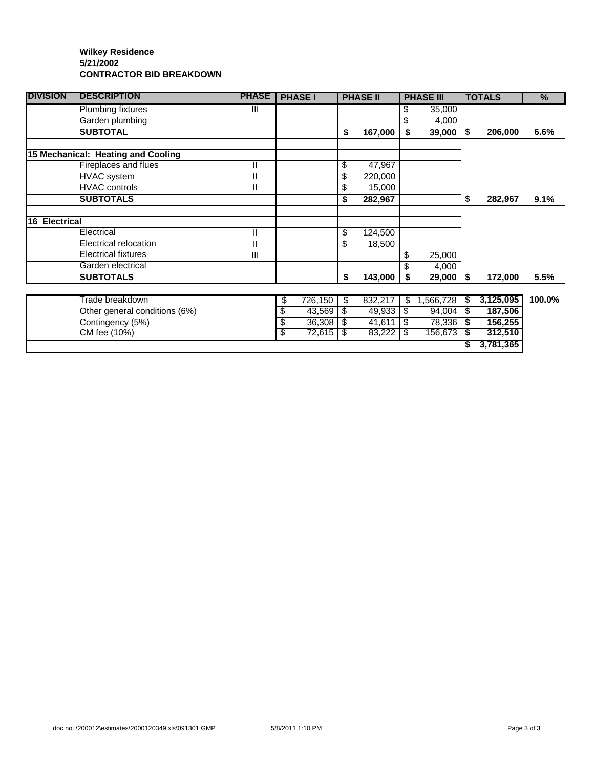**Wilkey Residence**
**5/21/2002**
**CONTRACTOR BID BREAKDOWN**

| DIVISION | DESCRIPTION | PHASE | PHASE I | PHASE II | PHASE III | TOTALS | % |
|---|---|---|---|---|---|---|---|
| | Plumbing fixtures | III | | | $ 35,000 | | |
| | Garden plumbing | | | | $ 4,000 | | |
| | **SUBTOTAL** | | | **$ 167,000** | **$ 39,000** | **$ 206,000** | **6.6%** |
| | | | | | | | |
| **15 Mechanical: Heating and Cooling** | | | | | | | |
| | Fireplaces and flues | II | | $ 47,967 | | | |
| | HVAC system | II | | $ 220,000 | | | |
| | HVAC controls | II | | $ 15,000 | | | |
| | **SUBTOTALS** | | | **$ 282,967** | | **$ 282,967** | **9.1%** |
| | | | | | | | |
| **16 Electrical** | | | | | | | |
| | Electrical | II | | $ 124,500 | | | |
| | Electrical relocation | II | | $ 18,500 | | | |
| | Electrical fixtures | III | | | $ 25,000 | | |
| | Garden electrical | | | | $ 4,000 | | |
| | **SUBTOTALS** | | | **$ 143,000** | **$ 29,000** | **$ 172,000** | **5.5%** |

| | | | | | | |
|---|---|---|---|---|---|---|
| | Trade breakdown | $ 726,150 | $ 832,217 | $ 1,566,728 | **$ 3,125,095** | **100.0%** |
| | Other general conditions (6%) | $ 43,569 | $ 49,933 | $ 94,004 | **$ 187,506** | |
| | Contingency (5%) | $ 36,308 | $ 41,611 | $ 78,336 | **$ 156,255** | |
| | CM fee (10%) | $ 72,615 | $ 83,222 | $ 156,673 | **$ 312,510** | |
| | | | | | **$ 3,781,365** | |

doc no.:\200012\estimates\2000120349.xls\091301 GMP 5/8/2011 1:10 PM